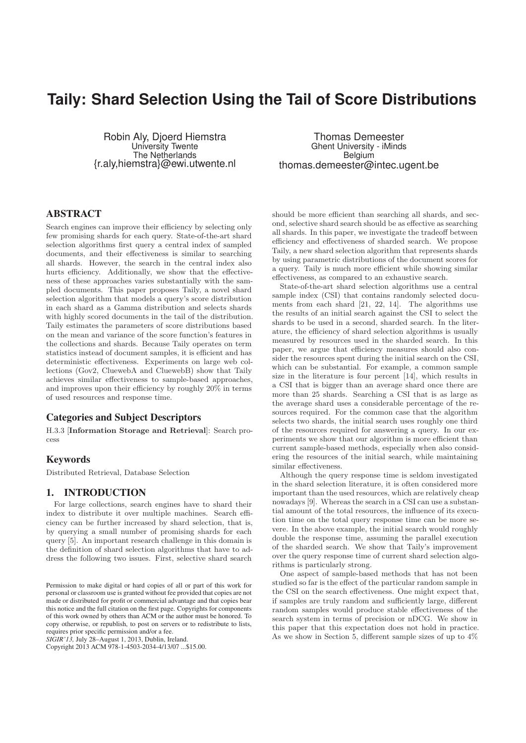# Taily: Shard Selection Using the Tail of Score Distributions

Robin Aly, Djoerd Hiemstra
University Twente
The Netherlands
{r.aly,hiemstra}@ewi.utwente.nl

Thomas Demeester
Ghent University - iMinds
Belgium
thomas.demeester@intec.ugent.be

## ABSTRACT

Search engines can improve their efficiency by selecting only few promising shards for each query. State-of-the-art shard selection algorithms first query a central index of sampled documents, and their effectiveness is similar to searching all shards. However, the search in the central index also hurts efficiency. Additionally, we show that the effectiveness of these approaches varies substantially with the sampled documents. This paper proposes Taily, a novel shard selection algorithm that models a query's score distribution in each shard as a Gamma distribution and selects shards with highly scored documents in the tail of the distribution. Taily estimates the parameters of score distributions based on the mean and variance of the score function's features in the collections and shards. Because Taily operates on term statistics instead of document samples, it is efficient and has deterministic effectiveness. Experiments on large web collections (Gov2, CluewebA and CluewebB) show that Taily achieves similar effectiveness to sample-based approaches, and improves upon their efficiency by roughly 20% in terms of used resources and response time.

### Categories and Subject Descriptors

H.3.3 [**Information Storage and Retrieval**]: Search process

### Keywords

Distributed Retrieval, Database Selection

## 1. INTRODUCTION

For large collections, search engines have to shard their index to distribute it over multiple machines. Search efficiency can be further increased by shard selection, that is, by querying a small number of promising shards for each query [5]. An important research challenge in this domain is the definition of shard selection algorithms that have to address the following two issues. First, selective shard search should be more efficient than searching all shards, and second, selective shard search should be as effective as searching all shards. In this paper, we investigate the tradeoff between efficiency and effectiveness of sharded search. We propose Taily, a new shard selection algorithm that represents shards by using parametric distributions of the document scores for a query. Taily is much more efficient while showing similar effectiveness, as compared to an exhaustive search.

State-of-the-art shard selection algorithms use a central sample index (CSI) that contains randomly selected documents from each shard [21, 22, 14]. The algorithms use the results of an initial search against the CSI to select the shards to be used in a second, sharded search. In the literature, the efficiency of shard selection algorithms is usually measured by resources used in the sharded search. In this paper, we argue that efficiency measures should also consider the resources spent during the initial search on the CSI, which can be substantial. For example, a common sample size in the literature is four percent [14], which results in a CSI that is bigger than an average shard once there are more than 25 shards. Searching a CSI that is as large as the average shard uses a considerable percentage of the resources required. For the common case that the algorithm selects two shards, the initial search uses roughly one third of the resources required for answering a query. In our experiments we show that our algorithm is more efficient than current sample-based methods, especially when also considering the resources of the initial search, while maintaining similar effectiveness.

Although the query response time is seldom investigated in the shard selection literature, it is often considered more important than the used resources, which are relatively cheap nowadays [9]. Whereas the search in a CSI can use a substantial amount of the total resources, the influence of its execution time on the total query response time can be more severe. In the above example, the initial search would roughly double the response time, assuming the parallel execution of the sharded search. We show that Taily's improvement over the query response time of current shard selection algorithms is particularly strong.

One aspect of sample-based methods that has not been studied so far is the effect of the particular random sample in the CSI on the search effectiveness. One might expect that, if samples are truly random and sufficiently large, different random samples would produce stable effectiveness of the search system in terms of precision or nDCG. We show in this paper that this expectation does not hold in practice. As we show in Section 5, different sample sizes of up to 4%

Permission to make digital or hard copies of all or part of this work for personal or classroom use is granted without fee provided that copies are not made or distributed for profit or commercial advantage and that copies bear this notice and the full citation on the first page. Copyrights for components of this work owned by others than ACM or the author must be honored. To copy otherwise, or republish, to post on servers or to redistribute to lists, requires prior specific permission and/or a fee.
*SIGIR'13,* July 28–August 1, 2013, Dublin, Ireland.
Copyright 2013 ACM 978-1-4503-2034-4/13/07 ...$15.00.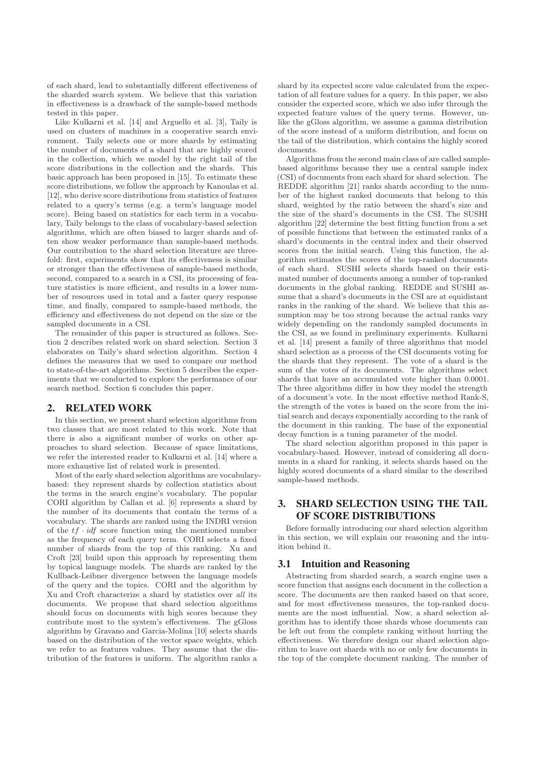of each shard, lead to substantially different effectiveness of the sharded search system. We believe that this variation in effectiveness is a drawback of the sample-based methods tested in this paper.

Like Kulkarni et al. [14] and Arguello et al. [3], Taily is used on clusters of machines in a cooperative search environment. Taily selects one or more shards by estimating the number of documents of a shard that are highly scored in the collection, which we model by the right tail of the score distributions in the collection and the shards. This basic approach has been proposed in [15]. To estimate these score distributions, we follow the approach by Kanoulas et al. [12], who derive score distributions from statistics of features related to a query's terms (e.g. a term's language model score). Being based on statistics for each term in a vocabulary, Taily belongs to the class of vocabulary-based selection algorithms, which are often biased to larger shards and often show weaker performance than sample-based methods. Our contribution to the shard selection literature are threefold: first, experiments show that its effectiveness is similar or stronger than the effectiveness of sample-based methods, second, compared to a search in a CSI, its processing of feature statistics is more efficient, and results in a lower number of resources used in total and a faster query response time, and finally, compared to sample-based methods, the efficiency and effectiveness do not depend on the size or the sampled documents in a CSI.

The remainder of this paper is structured as follows. Section 2 describes related work on shard selection. Section 3 elaborates on Taily's shard selection algorithm. Section 4 defines the measures that we used to compare our method to state-of-the-art algorithms. Section 5 describes the experiments that we conducted to explore the performance of our search method. Section 6 concludes this paper.

## 2. RELATED WORK

In this section, we present shard selection algorithms from two classes that are most related to this work. Note that there is also a significant number of works on other approaches to shard selection. Because of space limitations, we refer the interested reader to Kulkarni et al. [14] where a more exhaustive list of related work is presented.

Most of the early shard selection algorithms are vocabulary-based: they represent shards by collection statistics about the terms in the search engine's vocabulary. The popular CORI algorithm by Callan et al. [6] represents a shard by the number of its documents that contain the terms of a vocabulary. The shards are ranked using the INDRI version of the $tf \cdot idf$ score function using the mentioned number as the frequency of each query term. CORI selects a fixed number of shards from the top of this ranking. Xu and Croft [23] build upon this approach by representing them by topical language models. The shards are ranked by the Kullback-Leibner divergence between the language models of the query and the topics. CORI and the algorithm by Xu and Croft characterize a shard by statistics over *all* its documents. We propose that shard selection algorithms should focus on documents with high scores because they contribute most to the system's effectiveness. The gGloss algorithm by Gravano and Garcia-Molina [10] selects shards based on the distribution of the vector space weights, which we refer to as features values. They assume that the distribution of the features is uniform. The algorithm ranks a shard by its expected score value calculated from the expectation of all feature values for a query. In this paper, we also consider the expected score, which we also infer through the expected feature values of the query terms. However, unlike the gGloss algorithm, we assume a gamma distribution of the score instead of a uniform distribution, and focus on the tail of the distribution, which contains the highly scored documents.

Algorithms from the second main class of are called sample-based algorithms because they use a central sample index (CSI) of documents from each shard for shard selection. The REDDE algorithm [21] ranks shards according to the number of the highest ranked documents that belong to this shard, weighted by the ratio between the shard's size and the size of the shard's documents in the CSI. The SUSHI algorithm [22] determine the best fitting function from a set of possible functions that between the estimated ranks of a shard's documents in the central index and their observed scores from the initial search. Using this function, the algorithm estimates the scores of the top-ranked documents of each shard. SUSHI selects shards based on their estimated number of documents among a number of top-ranked documents in the global ranking. REDDE and SUSHI assume that a shard's documents in the CSI are at equidistant ranks in the ranking of the shard. We believe that this assumption may be too strong because the actual ranks vary widely depending on the randomly sampled documents in the CSI, as we found in preliminary experiments. Kulkarni et al. [14] present a family of three algorithms that model shard selection as a process of the CSI documents voting for the shards that they represent. The vote of a shard is the sum of the votes of its documents. The algorithms select shards that have an accumulated vote higher than 0.0001. The three algorithms differ in how they model the strength of a document's vote. In the most effective method Rank-S, the strength of the votes is based on the score from the initial search and decays exponentially according to the rank of the document in this ranking. The base of the exponential decay function is a tuning parameter of the model.

The shard selection algorithm proposed in this paper is vocabulary-based. However, instead of considering all documents in a shard for ranking, it selects shards based on the highly scored documents of a shard similar to the described sample-based methods.

## 3. SHARD SELECTION USING THE TAIL OF SCORE DISTRIBUTIONS

Before formally introducing our shard selection algorithm in this section, we will explain our reasoning and the intuition behind it.

### 3.1 Intuition and Reasoning

Abstracting from sharded search, a search engine uses a score function that assigns each document in the collection a score. The documents are then ranked based on that score, and for most effectiveness measures, the top-ranked documents are the most influential. Now, a shard selection algorithm has to identify those shards whose documents can be left out from the complete ranking without hurting the effectiveness. We therefore design our shard selection algorithm to leave out shards with no or only few documents in the top of the complete document ranking. The number of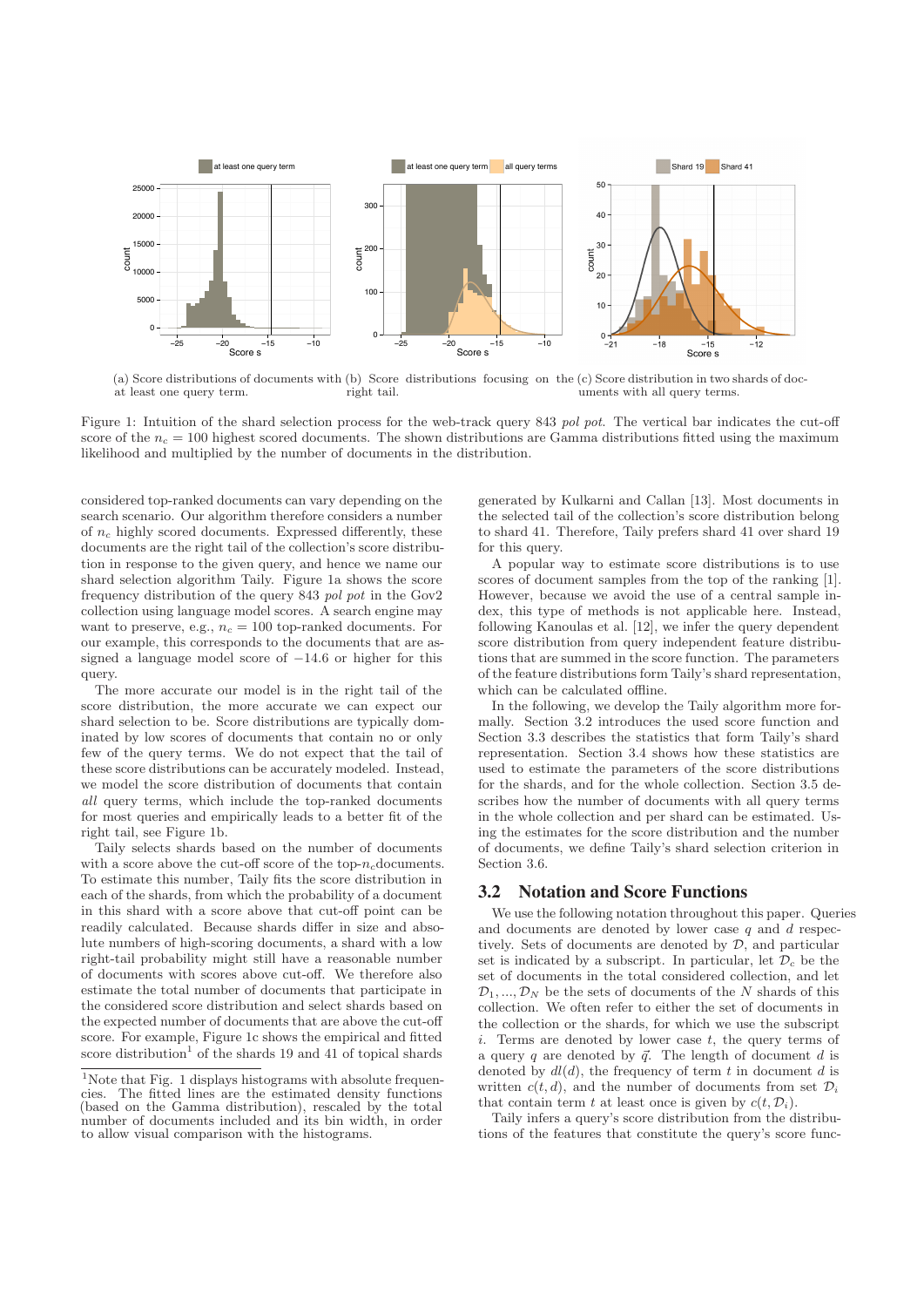(a) Score distributions of documents with at least one query term.

(b) Score distributions focusing on the right tail.

(c) Score distribution in two shards of documents with all query terms.

Figure 1: Intuition of the shard selection process for the web-track query 843 *pol pot*. The vertical bar indicates the cut-off score of the $n_c = 100$ highest scored documents. The shown distributions are Gamma distributions fitted using the maximum likelihood and multiplied by the number of documents in the distribution.

considered top-ranked documents can vary depending on the search scenario. Our algorithm therefore considers a number of $n_c$ highly scored documents. Expressed differently, these documents are the right tail of the collection's score distribution in response to the given query, and hence we name our shard selection algorithm Taily. Figure 1a shows the score frequency distribution of the query 843 *pol pot* in the Gov2 collection using language model scores. A search engine may want to preserve, e.g., $n_c = 100$ top-ranked documents. For our example, this corresponds to the documents that are assigned a language model score of $-14.6$ or higher for this query.

The more accurate our model is in the right tail of the score distribution, the more accurate we can expect our shard selection to be. Score distributions are typically dominated by low scores of documents that contain no or only few of the query terms. We do not expect that the tail of these score distributions can be accurately modeled. Instead, we model the score distribution of documents that contain *all* query terms, which include the top-ranked documents for most queries and empirically leads to a better fit of the right tail, see Figure 1b.

Taily selects shards based on the number of documents with a score above the cut-off score of the top-$n_c$documents. To estimate this number, Taily fits the score distribution in each of the shards, from which the probability of a document in this shard with a score above that cut-off point can be readily calculated. Because shards differ in size and absolute numbers of high-scoring documents, a shard with a low right-tail probability might still have a reasonable number of documents with scores above cut-off. We therefore also estimate the total number of documents that participate in the considered score distribution and select shards based on the expected number of documents that are above the cut-off score. For example, Figure 1c shows the empirical and fitted score distribution[1] of the shards 19 and 41 of topical shards generated by Kulkarni and Callan [13]. Most documents in the selected tail of the collection's score distribution belong to shard 41. Therefore, Taily prefers shard 41 over shard 19 for this query.

A popular way to estimate score distributions is to use scores of document samples from the top of the ranking [1]. However, because we avoid the use of a central sample index, this type of methods is not applicable here. Instead, following Kanoulas et al. [12], we infer the query dependent score distribution from query independent feature distributions that are summed in the score function. The parameters of the feature distributions form Taily's shard representation, which can be calculated offline.

In the following, we develop the Taily algorithm more formally. Section 3.2 introduces the used score function and Section 3.3 describes the statistics that form Taily's shard representation. Section 3.4 shows how these statistics are used to estimate the parameters of the score distributions for the shards, and for the whole collection. Section 3.5 describes how the number of documents with all query terms in the whole collection and per shard can be estimated. Using the estimates for the score distribution and the number of documents, we define Taily's shard selection criterion in Section 3.6.

## 3.2 Notation and Score Functions

We use the following notation throughout this paper. Queries and documents are denoted by lower case $q$ and $d$ respectively. Sets of documents are denoted by $\mathcal{D}$, and particular set is indicated by a subscript. In particular, let $\mathcal{D}_c$ be the set of documents in the total considered collection, and let $\mathcal{D}_1, ..., \mathcal{D}_N$ be the sets of documents of the $N$ shards of this collection. We often refer to either the set of documents in the collection or the shards, for which we use the subscript $i$. Terms are denoted by lower case $t$, the query terms of a query $q$ are denoted by $\vec{q}$. The length of document $d$ is denoted by $dl(d)$, the frequency of term $t$ in document $d$ is written $c(t, d)$, and the number of documents from set $\mathcal{D}_i$ that contain term $t$ at least once is given by $c(t, \mathcal{D}_i)$.

Taily infers a query's score distribution from the distributions of the features that constitute the query's score func-

[1]Note that Fig. 1 displays histograms with absolute frequencies. The fitted lines are the estimated density functions (based on the Gamma distribution), rescaled by the total number of documents included and its bin width, in order to allow visual comparison with the histograms.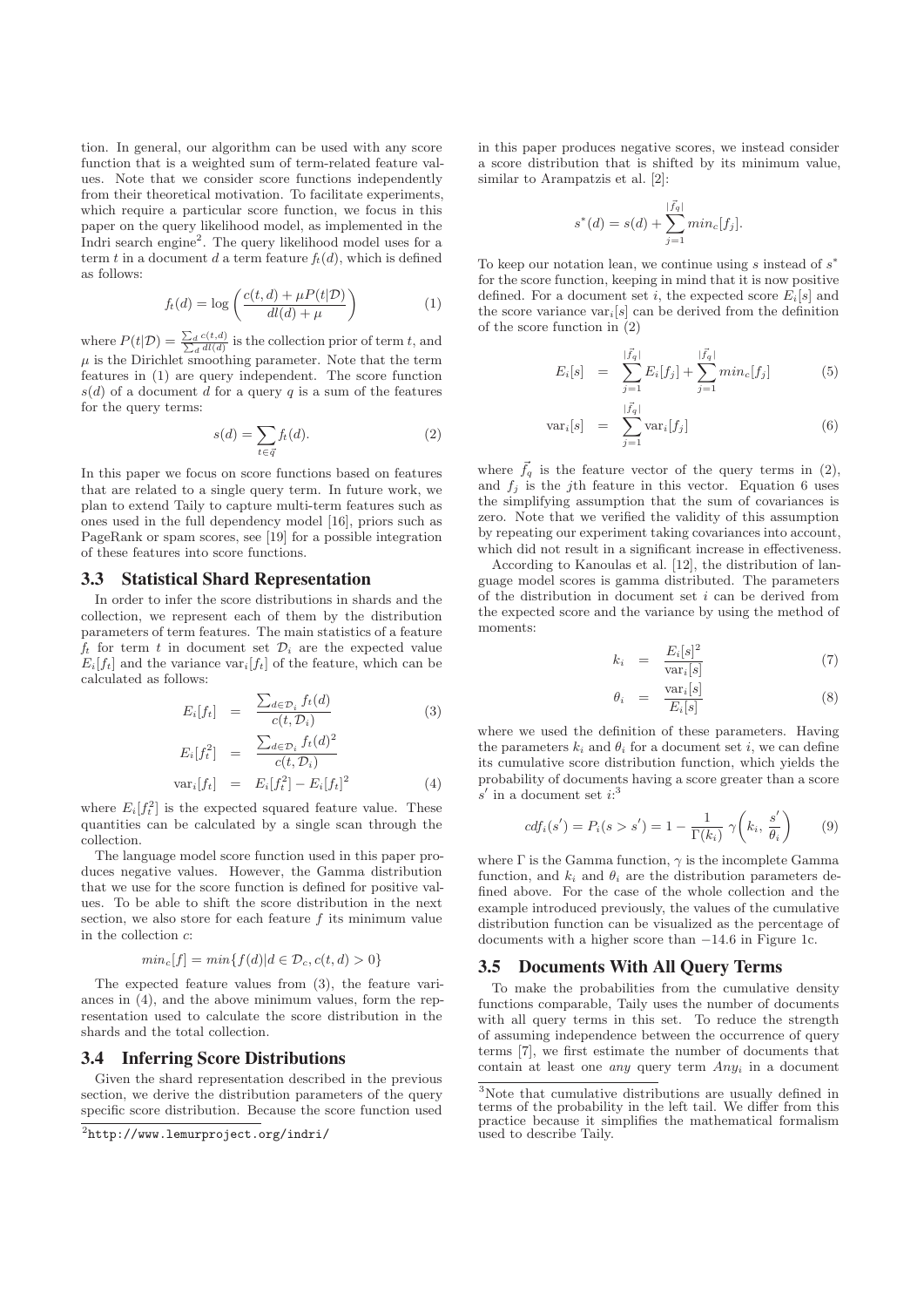tion. In general, our algorithm can be used with any score function that is a weighted sum of term-related feature values. Note that we consider score functions independently from their theoretical motivation. To facilitate experiments, which require a particular score function, we focus in this paper on the query likelihood model, as implemented in the Indri search engine[2]. The query likelihood model uses for a term $t$ in a document $d$ a term feature $f_t(d)$, which is defined as follows:

$$f_t(d) = \log\left(\frac{c(t,d) + \mu P(t|\mathcal{D})}{dl(d) + \mu}\right) \tag{1}$$

where $P(t|\mathcal{D}) = \frac{\sum_d c(t,d)}{\sum_d dl(d)}$ is the collection prior of term $t$, and $\mu$ is the Dirichlet smoothing parameter. Note that the term features in (1) are query independent. The score function $s(d)$ of a document $d$ for a query $q$ is a sum of the features for the query terms:

$$s(d) = \sum_{t \in \vec{q}} f_t(d). \tag{2}$$

In this paper we focus on score functions based on features that are related to a single query term. In future work, we plan to extend Taily to capture multi-term features such as ones used in the full dependency model [16], priors such as PageRank or spam scores, see [19] for a possible integration of these features into score functions.

## 3.3 Statistical Shard Representation

In order to infer the score distributions in shards and the collection, we represent each of them by the distribution parameters of term features. The main statistics of a feature $f_t$ for term $t$ in document set $\mathcal{D}_i$ are the expected value $E_i[f_t]$ and the variance $\text{var}_i[f_t]$ of the feature, which can be calculated as follows:

$$E_i[f_t] = \frac{\sum_{d \in \mathcal{D}_i} f_t(d)}{c(t, \mathcal{D}_i)} \tag{3}$$

$$E_i[f_t^2] = \frac{\sum_{d \in \mathcal{D}_i} f_t(d)^2}{c(t, \mathcal{D}_i)}$$

$$\text{var}_i[f_t] = E_i[f_t^2] - E_i[f_t]^2 \tag{4}$$

where $E_i[f_t^2]$ is the expected squared feature value. These quantities can be calculated by a single scan through the collection.

The language model score function used in this paper produces negative values. However, the Gamma distribution that we use for the score function is defined for positive values. To be able to shift the score distribution in the next section, we also store for each feature $f$ its minimum value in the collection $c$:

$$min_c[f] = min\{f(d) | d \in \mathcal{D}_c, c(t,d) > 0\}$$

The expected feature values from (3), the feature variances in (4), and the above minimum values, form the representation used to calculate the score distribution in the shards and the total collection.

## 3.4 Inferring Score Distributions

Given the shard representation described in the previous section, we derive the distribution parameters of the query specific score distribution. Because the score function used in this paper produces negative scores, we instead consider a score distribution that is shifted by its minimum value, similar to Arampatzis et al. [2]:

$$s^*(d) = s(d) + \sum_{j=1}^{|\vec{f_q}|} min_c[f_j].$$

To keep our notation lean, we continue using $s$ instead of $s^*$ for the score function, keeping in mind that it is now positive defined. For a document set $i$, the expected score $E_i[s]$ and the score variance $\text{var}_i[s]$ can be derived from the definition of the score function in (2)

$$E_i[s] = \sum_{j=1}^{|\vec{f_q}|} E_i[f_j] + \sum_{j=1}^{|\vec{f_q}|} min_c[f_j] \tag{5}$$

$$\text{var}_i[s] = \sum_{j=1}^{|\vec{f_q}|} \text{var}_i[f_j] \tag{6}$$

where $\vec{f_q}$ is the feature vector of the query terms in (2), and $f_j$ is the $j$th feature in this vector. Equation 6 uses the simplifying assumption that the sum of covariances is zero. Note that we verified the validity of this assumption by repeating our experiment taking covariances into account, which did not result in a significant increase in effectiveness.

According to Kanoulas et al. [12], the distribution of language model scores is gamma distributed. The parameters of the distribution in document set $i$ can be derived from the expected score and the variance by using the method of moments:

$$k_i = \frac{E_i[s]^2}{\text{var}_i[s]} \tag{7}$$

$$\theta_i = \frac{\text{var}_i[s]}{E_i[s]} \tag{8}$$

where we used the definition of these parameters. Having the parameters $k_i$ and $\theta_i$ for a document set $i$, we can define its cumulative score distribution function, which yields the probability of documents having a score greater than a score $s'$ in a document set $i$:[3]

$$cdf_i(s') = P_i(s > s') = 1 - \frac{1}{\Gamma(k_i)}\, \gamma\left(k_i, \frac{s'}{\theta_i}\right) \tag{9}$$

where $\Gamma$ is the Gamma function, $\gamma$ is the incomplete Gamma function, and $k_i$ and $\theta_i$ are the distribution parameters defined above. For the case of the whole collection and the example introduced previously, the values of the cumulative distribution function can be visualized as the percentage of documents with a higher score than $-14.6$ in Figure 1c.

## 3.5 Documents With All Query Terms

To make the probabilities from the cumulative density functions comparable, Taily uses the number of documents with all query terms in this set. To reduce the strength of assuming independence between the occurrence of query terms [7], we first estimate the number of documents that contain at least one *any* query term $Any_i$ in a document

[2]http://www.lemurproject.org/indri/

[3]Note that cumulative distributions are usually defined in terms of the probability in the left tail. We differ from this practice because it simplifies the mathematical formalism used to describe Taily.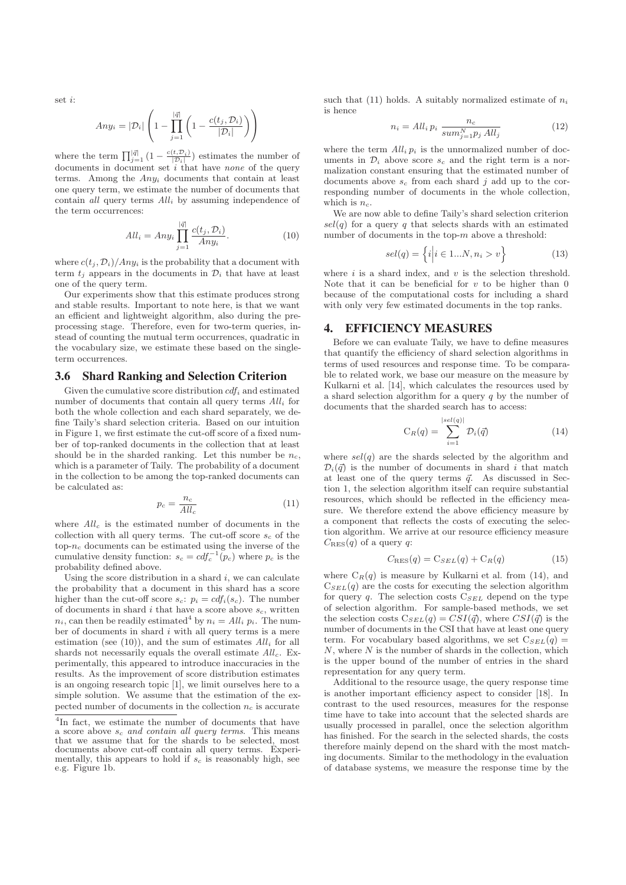set $i$:

$$Any_i = |\mathcal{D}_i| \left(1 - \prod_{j=1}^{|\vec{q}|} \left(1 - \frac{c(t_j, \mathcal{D}_i)}{|\mathcal{D}_i|}\right)\right)$$

where the term $\prod_{j=1}^{|\vec{q}|} (1 - \frac{c(t,\mathcal{D}_i)}{|\mathcal{D}_i|})$ estimates the number of documents in document set $i$ that have *none* of the query terms. Among the $Any_i$ documents that contain at least one query term, we estimate the number of documents that contain *all* query terms $All_i$ by assuming independence of the term occurrences:

$$All_i = Any_i \prod_{j=1}^{|\vec{q}|} \frac{c(t_j, \mathcal{D}_i)}{Any_i}. \tag{10}$$

where $c(t_j, \mathcal{D}_i)/Any_i$ is the probability that a document with term $t_j$ appears in the documents in $\mathcal{D}_i$ that have at least one of the query term.

Our experiments show that this estimate produces strong and stable results. Important to note here, is that we want an efficient and lightweight algorithm, also during the preprocessing stage. Therefore, even for two-term queries, instead of counting the mutual term occurrences, quadratic in the vocabulary size, we estimate these based on the single-term occurrences.

### 3.6 Shard Ranking and Selection Criterion

Given the cumulative score distribution $cdf_i$ and estimated number of documents that contain all query terms $All_i$ for both the whole collection and each shard separately, we define Taily's shard selection criteria. Based on our intuition in Figure 1, we first estimate the cut-off score of a fixed number of top-ranked documents in the collection that at least should be in the sharded ranking. Let this number be $n_c$, which is a parameter of Taily. The probability of a document in the collection to be among the top-ranked documents can be calculated as:

$$p_c = \frac{n_c}{All_c} \tag{11}$$

where $All_c$ is the estimated number of documents in the collection with all query terms. The cut-off score $s_c$ of the top-$n_c$ documents can be estimated using the inverse of the cumulative density function: $s_c = cdf_c^{-1}(p_c)$ where $p_c$ is the probability defined above.

Using the score distribution in a shard $i$, we can calculate the probability that a document in this shard has a score higher than the cut-off score $s_c$: $p_i = cdf_i(s_c)$. The number of documents in shard $i$ that have a score above $s_c$, written $n_i$, can then be readily estimated[4] by $n_i = All_i\, p_i$. The number of documents in shard $i$ with all query terms is a mere estimation (see (10)), and the sum of estimates $All_i$ for all shards not necessarily equals the overall estimate $All_c$. Experimentally, this appeared to introduce inaccuracies in the results. As the improvement of score distribution estimates is an ongoing research topic [1], we limit ourselves here to a simple solution. We assume that the estimation of the expected number of documents in the collection $n_c$ is accurate such that (11) holds. A suitably normalized estimate of $n_i$ is hence

$$n_i = All_i\, p_i\, \frac{n_c}{sum_{j=1}^{N} p_j\, All_j} \tag{12}$$

where the term $All_i\, p_i$ is the unnormalized number of documents in $\mathcal{D}_i$ above score $s_c$ and the right term is a normalization constant ensuring that the estimated number of documents above $s_c$ from each shard $j$ add up to the corresponding number of documents in the whole collection, which is $n_c$.

We are now able to define Taily's shard selection criterion $sel(q)$ for a query $q$ that selects shards with an estimated number of documents in the top-$m$ above a threshold:

$$sel(q) = \left\{ i \middle| i \in 1...N, n_i > v \right\} \tag{13}$$

where $i$ is a shard index, and $v$ is the selection threshold. Note that it can be beneficial for $v$ to be higher than 0 because of the computational costs for including a shard with only very few estimated documents in the top ranks.

[4] In fact, we estimate the number of documents that have a score above $s_c$ *and contain all query terms*. This means that we assume that for the shards to be selected, most documents above cut-off score contain all query terms. Experimentally, this appears to hold if $s_c$ is reasonably high, see e.g. Figure 1b.

## 4. EFFICIENCY MEASURES

Before we can evaluate Taily, we have to define measures that quantify the efficiency of shard selection algorithms in terms of used resources and response time. To be comparable to related work, we base our measure on the measure by Kulkarni et al. [14], which calculates the resources used by a shard selection algorithm for a query $q$ by the number of documents that the sharded search has to access:

$$\mathrm{C}_R(q) = \sum_{i=1}^{|sel(q)|} \mathcal{D}_i(\vec{q}) \tag{14}$$

where $sel(q)$ are the shards selected by the algorithm and $\mathcal{D}_i(\vec{q})$ is the number of documents in shard $i$ that match at least one of the query terms $\vec{q}$. As discussed in Section 1, the selection algorithm itself can require substantial resources, which should be reflected in the efficiency measure. We therefore extend the above efficiency measure by a component that reflects the costs of executing the selection algorithm. We arrive at our resource efficiency measure $C_{\mathrm{RES}}(q)$ of a query $q$:

$$C_{\mathrm{RES}}(q) = \mathrm{C}_{SEL}(q) + \mathrm{C}_R(q) \tag{15}$$

where $\mathrm{C}_R(q)$ is measure by Kulkarni et al. from (14), and $\mathrm{C}_{SEL}(q)$ are the costs for executing the selection algorithm for query $q$. The selection costs $\mathrm{C}_{SEL}$ depend on the type of selection algorithm. For sample-based methods, we set the selection costs $\mathrm{C}_{SEL}(q) = CSI(\vec{q})$, where $CSI(\vec{q})$ is the number of documents in the CSI that have at least one query term. For vocabulary based algorithms, we set $\mathrm{C}_{SEL}(q) = N$, where $N$ is the number of shards in the collection, which is the upper bound of the number of entries in the shard representation for any query term.

Additional to the resource usage, the query response time is another important efficiency aspect to consider [18]. In contrast to the used resources, measures for the response time have to take into account that the selected shards are usually processed in parallel, once the selection algorithm has finished. For the search in the selected shards, the costs therefore mainly depend on the shard with the most matching documents. Similar to the methodology in the evaluation of database systems, we measure the response time by the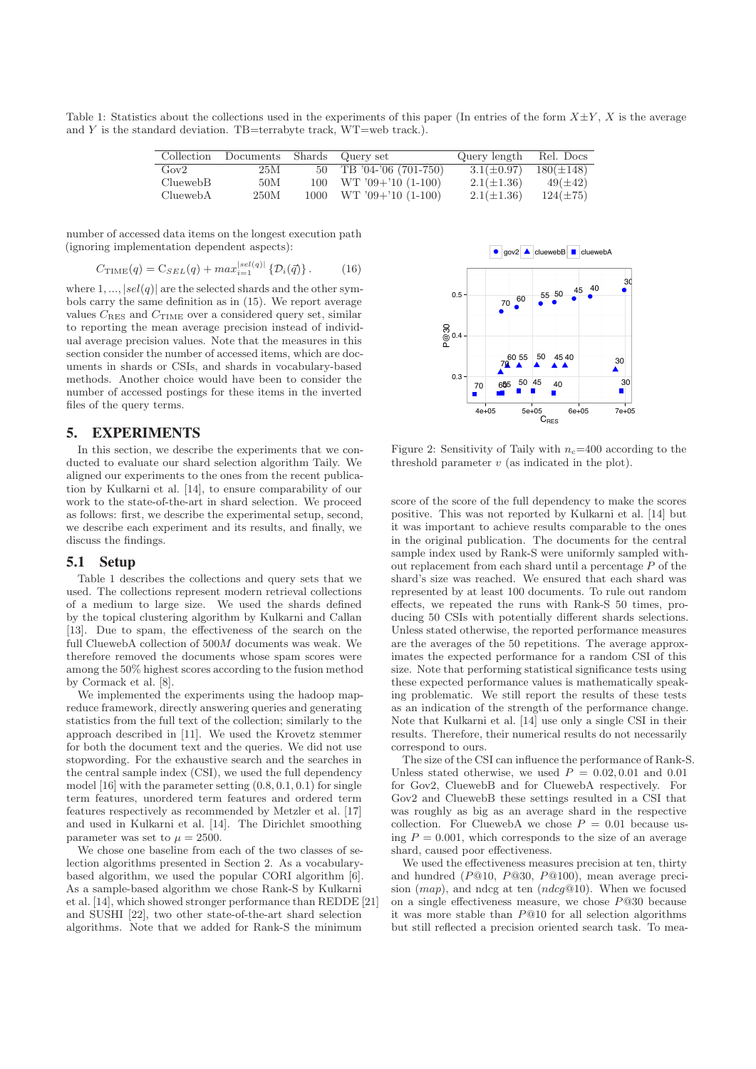Table 1: Statistics about the collections used in the experiments of this paper (In entries of the form $X\pm Y$, $X$ is the average and $Y$ is the standard deviation. TB=terrabyte track, WT=web track.).

| Collection | Documents | Shards | Query set | Query length | Rel. Docs |
|---|---|---|---|---|---|
| Gov2 | 25M | 50 | TB '04-'06 (701-750) | 3.1($\pm$0.97) | 180($\pm$148) |
| CluewebB | 50M | 100 | WT '09+'10 (1-100) | 2.1($\pm$1.36) | 49($\pm$42) |
| CluewebA | 250M | 1000 | WT '09+'10 (1-100) | 2.1($\pm$1.36) | 124($\pm$75) |

number of accessed data items on the longest execution path (ignoring implementation dependent aspects):

$$C_{\mathrm{TIME}}(q) = \mathrm{C}_{SEL}(q) + max_{i=1}^{|sel(q)|}\{\mathcal{D}_i(\vec{q})\}\,. \qquad (16)$$

where $1,...,|sel(q)|$ are the selected shards and the other symbols carry the same definition as in (15). We report average values $C_{\mathrm{RES}}$ and $C_{\mathrm{TIME}}$ over a considered query set, similar to reporting the mean average precision instead of individual average precision values. Note that the measures in this section consider the number of accessed items, which are documents in shards or CSIs, and shards in vocabulary-based methods. Another choice would have been to consider the number of accessed postings for these items in the inverted files of the query terms.

Figure 2: Sensitivity of Taily with $n_c$=400 according to the threshold parameter $v$ (as indicated in the plot).

## 5. EXPERIMENTS

In this section, we describe the experiments that we conducted to evaluate our shard selection algorithm Taily. We aligned our experiments to the ones from the recent publication by Kulkarni et al. [14], to ensure comparability of our work to the state-of-the-art in shard selection. We proceed as follows: first, we describe the experimental setup, second, we describe each experiment and its results, and finally, we discuss the findings.

### 5.1 Setup

Table 1 describes the collections and query sets that we used. The collections represent modern retrieval collections of a medium to large size. We used the shards defined by the topical clustering algorithm by Kulkarni and Callan [13]. Due to spam, the effectiveness of the search on the full CluewebA collection of 500$M$ documents was weak. We therefore removed the documents whose spam scores were among the 50% highest scores according to the fusion method by Cormack et al. [8].

We implemented the experiments using the hadoop map-reduce framework, directly answering queries and generating statistics from the full text of the collection; similarly to the approach described in [11]. We used the Krovetz stemmer for both the document text and the queries. We did not use stopwording. For the exhaustive search and the searches in the central sample index (CSI), we used the full dependency model [16] with the parameter setting (0.8, 0.1, 0.1) for single term features, unordered term features and ordered term features respectively as recommended by Metzler et al. [17] and used in Kulkarni et al. [14]. The Dirichlet smoothing parameter was set to $\mu = 2500$.

We chose one baseline from each of the two classes of selection algorithms presented in Section 2. As a vocabulary-based algorithm, we used the popular CORI algorithm [6]. As a sample-based algorithm we chose Rank-S by Kulkarni et al. [14], which showed stronger performance than REDDE [21] and SUSHI [22], two other state-of-the-art shard selection algorithms. Note that we added for Rank-S the minimum score of the score of the full dependency to make the scores positive. This was not reported by Kulkarni et al. [14] but it was important to achieve results comparable to the ones in the original publication. The documents for the central sample index used by Rank-S were uniformly sampled without replacement from each shard until a percentage $P$ of the shard's size was reached. We ensured that each shard was represented by at least 100 documents. To rule out random effects, we repeated the runs with Rank-S 50 times, producing 50 CSIs with potentially different shards selections. Unless stated otherwise, the reported performance measures are the averages of the 50 repetitions. The average approximates the expected performance for a random CSI of this size. Note that performing statistical significance tests using these expected performance values is mathematically speaking problematic. We still report the results of these tests as an indication of the strength of the performance change. Note that Kulkarni et al. [14] use only a single CSI in their results. Therefore, their numerical results do not necessarily correspond to ours.

The size of the CSI can influence the performance of Rank-S. Unless stated otherwise, we used $P = 0.02, 0.01$ and $0.01$ for Gov2, CluewebB and for CluewebA respectively. For Gov2 and CluewebB these settings resulted in a CSI that was roughly as big as an average shard in the respective collection. For CluewebA we chose $P = 0.01$ because using $P = 0.001$, which corresponds to the size of an average shard, caused poor effectiveness.

We used the effectiveness measures precision at ten, thirty and hundred ($P$@10, $P$@30, $P$@100), mean average precision ($map$), and ndcg at ten ($ndcg$@10). When we focused on a single effectiveness measure, we chose $P$@30 because it was more stable than $P$@10 for all selection algorithms but still reflected a precision oriented search task. To mea-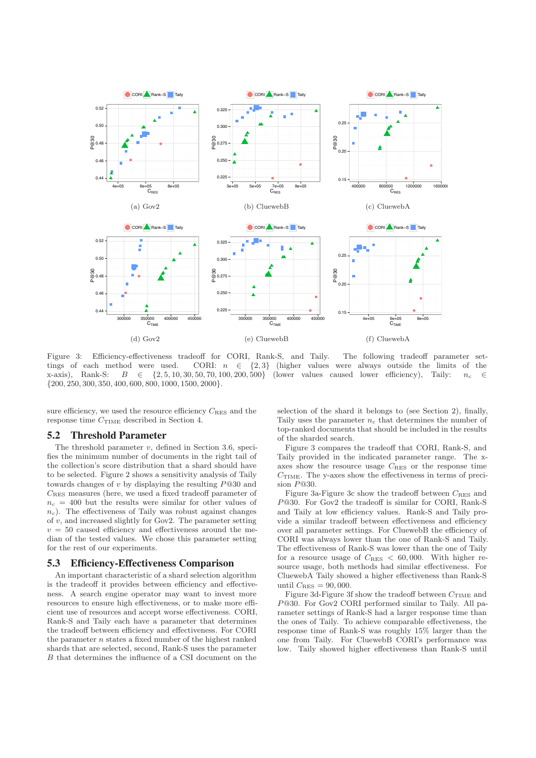(a) Gov2

(b) ClueweBB

(c) ClueweBA

(d) Gov2

(e) ClueweBB

(f) ClueweBA

Figure 3: Efficiency-effectiveness tradeoff for CORI, Rank-S, and Taily. The following tradeoff parameter settings of each method were used. CORI: $n \in \{2, 3\}$ (higher values were always outside the limits of the x-axis), Rank-S: $B \in \{2, 5, 10, 30, 50, 70, 100, 200, 500\}$ (lower values caused lower efficiency), Taily: $n_c \in \{200, 250, 300, 350, 400, 600, 800, 1000, 1500, 2000\}$.

sure efficiency, we used the resource efficiency $C_{\text{RES}}$ and the response time $C_{\text{TIME}}$ described in Section 4.

## 5.2 Threshold Parameter

The threshold parameter $v$, defined in Section 3.6, specifies the minimum number of documents in the right tail of the collection's score distribution that a shard should have to be selected. Figure 2 shows a sensitivity analysis of Taily towards changes of $v$ by displaying the resulting $P$@30 and $C_{\text{RES}}$ measures (here, we used a fixed tradeoff parameter of $n_c = 400$ but the results were similar for other values of $n_c$). The effectiveness of Taily was robust against changes of $v$, and increased slightly for Gov2. The parameter setting $v = 50$ caused efficiency and effectiveness around the median of the tested values. We chose this parameter setting for the rest of our experiments.

## 5.3 Efficiency-Effectiveness Comparison

An important characteristic of a shard selection algorithm is the tradeoff it provides between efficiency and effectiveness. A search engine operator may want to invest more resources to ensure high effectiveness, or to make more efficient use of resources and accept worse effectiveness. CORI, Rank-S and Taily each have a parameter that determines the tradeoff between efficiency and effectiveness. For CORI the parameter $n$ states a fixed number of the highest ranked shards that are selected, second, Rank-S uses the parameter $B$ that determines the influence of a CSI document on the selection of the shard it belongs to (see Section 2), finally, Taily uses the parameter $n_c$ that determines the number of top-ranked documents that should be included in the results of the sharded search.

Figure 3 compares the tradeoff that CORI, Rank-S, and Taily provided in the indicated parameter range. The x-axes show the resource usage $C_{\text{RES}}$ or the response time $C_{\text{TIME}}$. The y-axes show the effectiveness in terms of precision $P$@30.

Figure 3a-Figure 3c show the tradeoff between $C_{\text{RES}}$ and $P$@30. For Gov2 the tradeoff is similar for CORI, Rank-S and Taily at low efficiency values. Rank-S and Taily provide a similar tradeoff between effectiveness and efficiency over all parameter settings. For ClueweBB the efficiency of CORI was always lower than the one of Rank-S and Taily. The effectiveness of Rank-S was lower than the one of Taily for a resource usage of $C_{\text{RES}} < 60,000$. With higher resource usage, both methods had similar effectiveness. For ClueweBA Taily showed a higher effectiveness than Rank-S until $C_{\text{RES}} = 90,000$.

Figure 3d-Figure 3f show the tradeoff between $C_{\text{TIME}}$ and $P$@30. For Gov2 CORI performed similar to Taily. All parameter settings of Rank-S had a larger response time than the ones of Taily. To achieve comparable effectiveness, the response time of Rank-S was roughly 15% larger than the one from Taily. For ClueweBB CORI's performance was low. Taily showed higher effectiveness than Rank-S until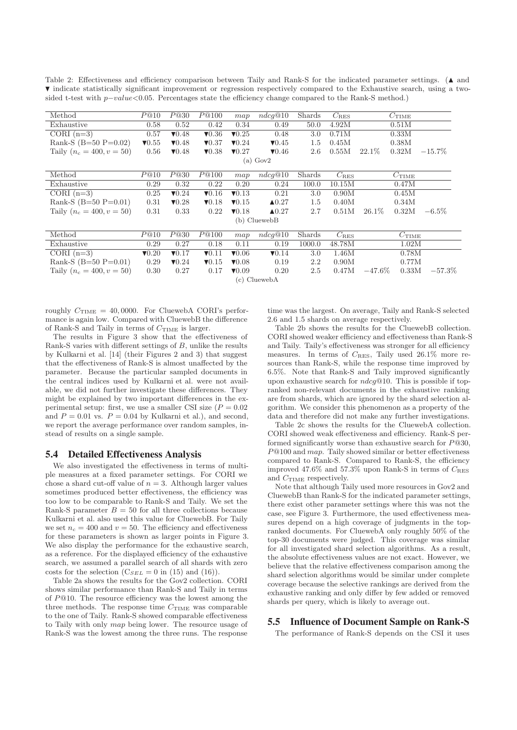Table 2: Effectiveness and efficiency comparison between Taily and Rank-S for the indicated parameter settings. (▲ and ▼ indicate statistically significant improvement or regression respectively compared to the Exhaustive search, using a two-sided t-test with $p-value$<0.05. Percentages state the efficiency change compared to the Rank-S method.)

| Method | $P@10$ | $P@30$ | $P@100$ | $map$ | $ndcg@10$ | Shards | $C_{\text{RES}}$ | | $C_{\text{TIME}}$ | |
|---|---|---|---|---|---|---|---|---|---|---|
| Exhaustive | 0.58 | 0.52 | 0.42 | 0.34 | 0.49 | 50.0 | 4.92M | | 0.51M | |
| CORI (n=3) | 0.57 | ▼0.48 | ▼0.36 | ▼0.25 | 0.48 | 3.0 | 0.71M | | 0.33M | |
| Rank-S (B=50 P=0.02) | ▼0.55 | ▼0.48 | ▼0.37 | ▼0.24 | ▼0.45 | 1.5 | 0.45M | | 0.38M | |
| Taily ($n_c = 400, v = 50$) | 0.56 | ▼0.48 | ▼0.38 | ▼0.27 | ▼0.46 | 2.6 | 0.55M | 22.1% | 0.32M | −15.7% |

(a) Gov2

| Method | $P@10$ | $P@30$ | $P@100$ | $map$ | $ndcg@10$ | Shards | $C_{\text{RES}}$ | | $C_{\text{TIME}}$ | |
|---|---|---|---|---|---|---|---|---|---|---|
| Exhaustive | 0.29 | 0.32 | 0.22 | 0.20 | 0.24 | 100.0 | 10.15M | | 0.47M | |
| CORI (n=3) | 0.25 | ▼0.24 | ▼0.16 | ▼0.13 | 0.21 | 3.0 | 0.90M | | 0.45M | |
| Rank-S (B=50 P=0.01) | 0.31 | ▼0.28 | ▼0.18 | ▼0.15 | ▲0.27 | 1.5 | 0.40M | | 0.34M | |
| Taily ($n_c = 400, v = 50$) | 0.31 | 0.33 | 0.22 | ▼0.18 | ▲0.27 | 2.7 | 0.51M | 26.1% | 0.32M | −6.5% |

(b) CluewebB

| Method | $P@10$ | $P@30$ | $P@100$ | $map$ | $ndcg@10$ | Shards | $C_{\text{RES}}$ | | $C_{\text{TIME}}$ | |
|---|---|---|---|---|---|---|---|---|---|---|
| Exhaustive | 0.29 | 0.27 | 0.18 | 0.11 | 0.19 | 1000.0 | 48.78M | | 1.02M | |
| CORI (n=3) | ▼0.20 | ▼0.17 | ▼0.11 | ▼0.06 | ▼0.14 | 3.0 | 1.46M | | 0.78M | |
| Rank-S (B=50 P=0.01) | 0.29 | ▼0.24 | ▼0.15 | ▼0.08 | 0.19 | 2.2 | 0.90M | | 0.77M | |
| Taily ($n_c = 400, v = 50$) | 0.30 | 0.27 | 0.17 | ▼0.09 | 0.20 | 2.5 | 0.47M | −47.6% | 0.33M | −57.3% |

(c) CluewebA

roughly $C_{\text{TIME}} = 40,0000$. For CluewebA CORI's performance is again low. Compared with CluewebB the difference of Rank-S and Taily in terms of $C_{\text{TIME}}$ is larger.

The results in Figure 3 show that the effectiveness of Rank-S varies with different settings of $B$, unlike the results by Kulkarni et al. [14] (their Figures 2 and 3) that suggest that the effectiveness of Rank-S is almost unaffected by the parameter. Because the particular sampled documents in the central indices used by Kulkarni et al. were not available, we did not further investigate these differences. They might be explained by two important differences in the experimental setup: first, we use a smaller CSI size ($P = 0.02$ and $P = 0.01$ vs. $P = 0.04$ by Kulkarni et al.), and second, we report the average performance over random samples, instead of results on a single sample.

## 5.4 Detailed Effectiveness Analysis

We also investigated the effectiveness in terms of multiple measures at a fixed parameter settings. For CORI we chose a shard cut-off value of $n = 3$. Although larger values sometimes produced better effectiveness, the efficiency was too low to be comparable to Rank-S and Taily. We set the Rank-S parameter $B = 50$ for all three collections because Kulkarni et al. also used this value for CluewebB. For Taily we set $n_c = 400$ and $v = 50$. The efficiency and effectiveness for these parameters is shown as larger points in Figure 3. We also display the performance for the exhaustive search, as a reference. For the displayed efficiency of the exhaustive search, we assumed a parallel search of all shards with zero costs for the selection ($C_{SEL} = 0$ in (15) and (16)).

Table 2a shows the results for the Gov2 collection. CORI shows similar performance than Rank-S and Taily in terms of $P@10$. The resource efficiency was the lowest among the three methods. The response time $C_{\text{TIME}}$ was comparable to the one of Taily. Rank-S showed comparable effectiveness to Taily with only $map$ being lower. The resource usage of Rank-S was the lowest among the three runs. The response time was the largest. On average, Taily and Rank-S selected 2.6 and 1.5 shards on average respectively.

Table 2b shows the results for the CluewebB collection. CORI showed weaker efficiency and effectiveness than Rank-S and Taily. Taily's effectiveness was stronger for all efficiency measures. In terms of $C_{\text{RES}}$, Taily used 26.1% more resources than Rank-S, while the response time improved by 6.5%. Note that Rank-S and Taily improved significantly upon exhaustive search for $ndcg@10$. This is possible if top-ranked non-relevant documents in the exhaustive ranking are from shards, which are ignored by the shard selection algorithm. We consider this phenomenon as a property of the data and therefore did not make any further investigations.

Table 2c shows the results for the CluewebA collection. CORI showed weak effectiveness and efficiency. Rank-S performed significantly worse than exhaustive search for $P@30$, $P@100$ and $map$. Taily showed similar or better effectiveness compared to Rank-S. Compared to Rank-S, the efficiency improved 47.6% and 57.3% upon Rank-S in terms of $C_{\text{RES}}$ and $C_{\text{TIME}}$ respectively.

Note that although Taily used more resources in Gov2 and CluewebB than Rank-S for the indicated parameter settings, there exist other parameter settings where this was not the case, see Figure 3. Furthermore, the used effectiveness measures depend on a high coverage of judgments in the top-ranked documents. For CluewebA only roughly 50% of the top-30 documents were judged. This coverage was similar for all investigated shard selection algorithms. As a result, the absolute effectiveness values are not exact. However, we believe that the relative effectiveness comparison among the shard selection algorithms would be similar under complete coverage because the selective rankings are derived from the exhaustive ranking and only differ by few added or removed shards per query, which is likely to average out.

## 5.5 Influence of Document Sample on Rank-S

The performance of Rank-S depends on the CSI it uses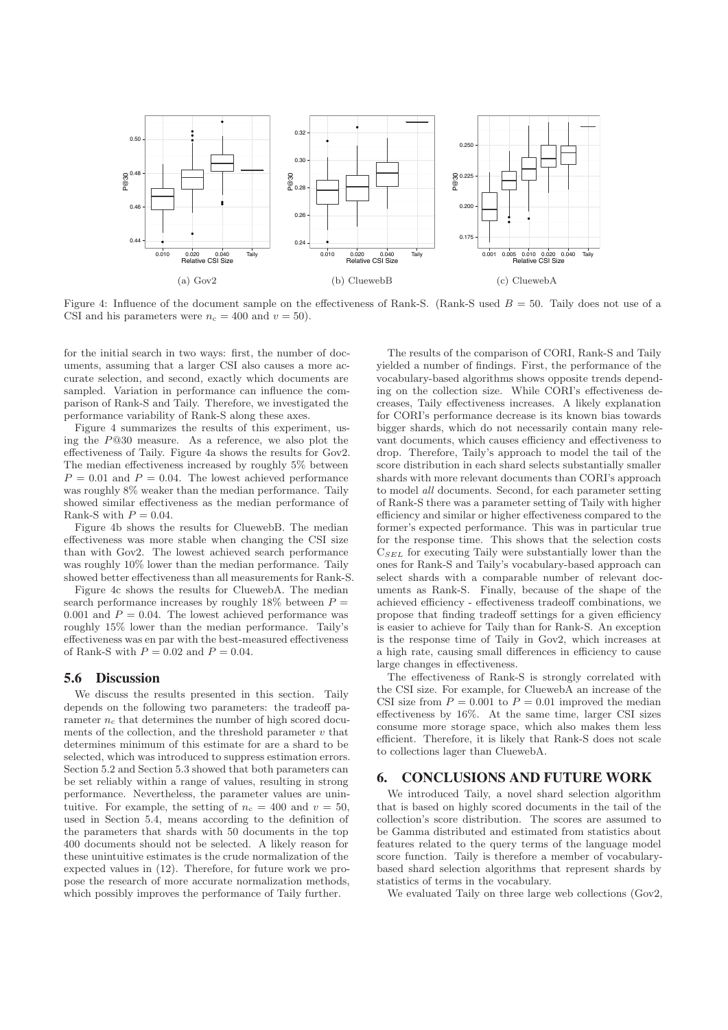Figure 4: Influence of the document sample on the effectiveness of Rank-S. (Rank-S used $B = 50$. Taily does not use of a CSI and his parameters were $n_c = 400$ and $v = 50$).

for the initial search in two ways: first, the number of documents, assuming that a larger CSI also causes a more accurate selection, and second, exactly which documents are sampled. Variation in performance can influence the comparison of Rank-S and Taily. Therefore, we investigated the performance variability of Rank-S along these axes.

Figure 4 summarizes the results of this experiment, using the $P@30$ measure. As a reference, we also plot the effectiveness of Taily. Figure 4a shows the results for Gov2. The median effectiveness increased by roughly 5% between $P = 0.01$ and $P = 0.04$. The lowest achieved performance was roughly 8% weaker than the median performance. Taily showed similar effectiveness as the median performance of Rank-S with $P = 0.04$.

Figure 4b shows the results for CluewebB. The median effectiveness was more stable when changing the CSI size than with Gov2. The lowest achieved search performance was roughly 10% lower than the median performance. Taily showed better effectiveness than all measurements for Rank-S.

Figure 4c shows the results for CluewebA. The median search performance increases by roughly 18% between $P = 0.001$ and $P = 0.04$. The lowest achieved performance was roughly 15% lower than the median performance. Taily's effectiveness was en par with the best-measured effectiveness of Rank-S with $P = 0.02$ and $P = 0.04$.

## 5.6 Discussion

We discuss the results presented in this section. Taily depends on the following two parameters: the tradeoff parameter $n_c$ that determines the number of high scored documents of the collection, and the threshold parameter $v$ that determines minimum of this estimate for are a shard to be selected, which was introduced to suppress estimation errors. Section 5.2 and Section 5.3 showed that both parameters can be set reliably within a range of values, resulting in strong performance. Nevertheless, the parameter values are unintuitive. For example, the setting of $n_c = 400$ and $v = 50$, used in Section 5.4, means according to the definition of the parameters that shards with 50 documents in the top 400 documents should not be selected. A likely reason for these unintuitive estimates is the crude normalization of the expected values in (12). Therefore, for future work we propose the research of more accurate normalization methods, which possibly improves the performance of Taily further.

The results of the comparison of CORI, Rank-S and Taily yielded a number of findings. First, the performance of the vocabulary-based algorithms shows opposite trends depending on the collection size. While CORI's effectiveness decreases, Taily effectiveness increases. A likely explanation for CORI's performance decrease is its known bias towards bigger shards, which do not necessarily contain many relevant documents, which causes efficiency and effectiveness to drop. Therefore, Taily's approach to model the tail of the score distribution in each shard selects substantially smaller shards with more relevant documents than CORI's approach to model *all* documents. Second, for each parameter setting of Rank-S there was a parameter setting of Taily with higher efficiency and similar or higher effectiveness compared to the former's expected performance. This was in particular true for the response time. This shows that the selection costs $C_{SEL}$ for executing Taily were substantially lower than the ones for Rank-S and Taily's vocabulary-based approach can select shards with a comparable number of relevant documents as Rank-S. Finally, because of the shape of the achieved efficiency - effectiveness tradeoff combinations, we propose that finding tradeoff settings for a given efficiency is easier to achieve for Taily than for Rank-S. An exception is the response time of Taily in Gov2, which increases at a high rate, causing small differences in efficiency to cause large changes in effectiveness.

The effectiveness of Rank-S is strongly correlated with the CSI size. For example, for CluewebA an increase of the CSI size from $P = 0.001$ to $P = 0.01$ improved the median effectiveness by 16%. At the same time, larger CSI sizes consume more storage space, which also makes them less efficient. Therefore, it is likely that Rank-S does not scale to collections lager than CluewebA.

# 6. CONCLUSIONS AND FUTURE WORK

We introduced Taily, a novel shard selection algorithm that is based on highly scored documents in the tail of the collection's score distribution. The scores are assumed to be Gamma distributed and estimated from statistics about features related to the query terms of the language model score function. Taily is therefore a member of vocabulary-based shard selection algorithms that represent shards by statistics of terms in the vocabulary.

We evaluated Taily on three large web collections (Gov2,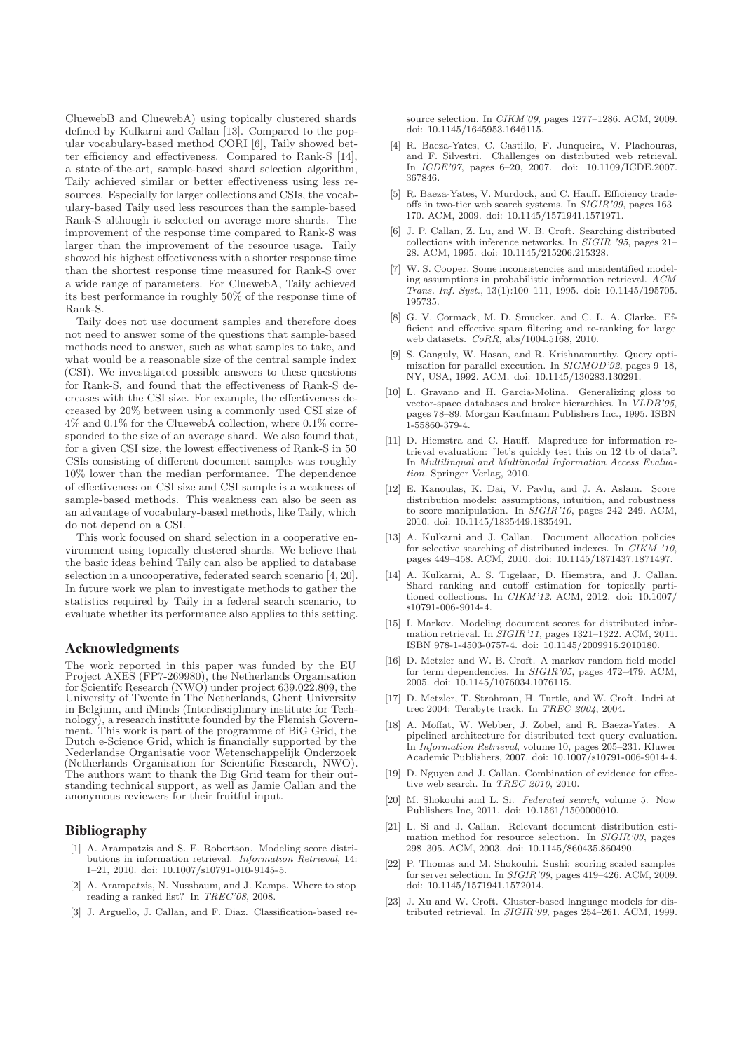ClueWebB and ClueWebA) using topically clustered shards defined by Kulkarni and Callan [13]. Compared to the popular vocabulary-based method CORI [6], Taily showed better efficiency and effectiveness. Compared to Rank-S [14], a state-of-the-art, sample-based shard selection algorithm, Taily achieved similar or better effectiveness using less resources. Especially for larger collections and CSIs, the vocabulary-based Taily used less resources than the sample-based Rank-S although it selected on average more shards. The improvement of the response time compared to Rank-S was larger than the improvement of the resource usage. Taily showed his highest effectiveness with a shorter response time than the shortest response time measured for Rank-S over a wide range of parameters. For ClueWebA, Taily achieved its best performance in roughly 50% of the response time of Rank-S.

Taily does not use document samples and therefore does not need to answer some of the questions that sample-based methods need to answer, such as what samples to take, and what would be a reasonable size of the central sample index (CSI). We investigated possible answers to these questions for Rank-S, and found that the effectiveness of Rank-S decreases with the CSI size. For example, the effectiveness decreased by 20% between using a commonly used CSI size of 4% and 0.1% for the ClueWebA collection, where 0.1% corresponded to the size of an average shard. We also found that, for a given CSI size, the lowest effectiveness of Rank-S in 50 CSIs consisting of different document samples was roughly 10% lower than the median performance. The dependence of effectiveness on CSI size and CSI sample is a weakness of sample-based methods. This weakness can also be seen as an advantage of vocabulary-based methods, like Taily, which do not depend on a CSI.

This work focused on shard selection in a cooperative environment using topically clustered shards. We believe that the basic ideas behind Taily can also be applied to database selection in a uncooperative, federated search scenario [4, 20]. In future work we plan to investigate methods to gather the statistics required by Taily in a federal search scenario, to evaluate whether its performance also applies to this setting.

## Acknowledgments

The work reported in this paper was funded by the EU Project AXES (FP7-269980), the Netherlands Organisation for Scientifc Research (NWO) under project 639.022.809, the University of Twente in The Netherlands, Ghent University in Belgium, and iMinds (Interdisciplinary institute for Technology), a research institute founded by the Flemish Government. This work is part of the programme of BiG Grid, the Dutch e-Science Grid, which is financially supported by the Nederlandse Organisatie voor Wetenschappelijk Onderzoek (Netherlands Organisation for Scientific Research, NWO). The authors want to thank the Big Grid team for their outstanding technical support, as well as Jamie Callan and the anonymous reviewers for their fruitful input.

## Bibliography

[1] A. Arampatzis and S. E. Robertson. Modeling score distributions in information retrieval. *Information Retrieval*, 14: 1–21, 2010. doi: 10.1007/s10791-010-9145-5.

[2] A. Arampatzis, N. Nussbaum, and J. Kamps. Where to stop reading a ranked list? In *TREC'08*, 2008.

[3] J. Arguello, J. Callan, and F. Diaz. Classification-based resource selection. In *CIKM'09*, pages 1277–1286. ACM, 2009. doi: 10.1145/1645953.1646115.

[4] R. Baeza-Yates, C. Castillo, F. Junqueira, V. Plachouras, and F. Silvestri. Challenges on distributed web retrieval. In *ICDE'07*, pages 6–20, 2007. doi: 10.1109/ICDE.2007.367846.

[5] R. Baeza-Yates, V. Murdock, and C. Hauff. Efficiency tradeoffs in two-tier web search systems. In *SIGIR'09*, pages 163–170. ACM, 2009. doi: 10.1145/1571941.1571971.

[6] J. P. Callan, Z. Lu, and W. B. Croft. Searching distributed collections with inference networks. In *SIGIR '95*, pages 21–28. ACM, 1995. doi: 10.1145/215206.215328.

[7] W. S. Cooper. Some inconsistencies and misidentified modeling assumptions in probabilistic information retrieval. *ACM Trans. Inf. Syst.*, 13(1):100–111, 1995. doi: 10.1145/195705.195735.

[8] G. V. Cormack, M. D. Smucker, and C. L. A. Clarke. Efficient and effective spam filtering and re-ranking for large web datasets. *CoRR*, abs/1004.5168, 2010.

[9] S. Ganguly, W. Hasan, and R. Krishnamurthy. Query optimization for parallel execution. In *SIGMOD'92*, pages 9–18, NY, USA, 1992. ACM. doi: 10.1145/130283.130291.

[10] L. Gravano and H. Garcia-Molina. Generalizing gloss to vector-space databases and broker hierarchies. In *VLDB'95*, pages 78–89. Morgan Kaufmann Publishers Inc., 1995. ISBN 1-55860-379-4.

[11] D. Hiemstra and C. Hauff. Mapreduce for information retrieval evaluation: "let's quickly test this on 12 tb of data". In *Multilingual and Multimodal Information Access Evaluation*. Springer Verlag, 2010.

[12] E. Kanoulas, K. Dai, V. Pavlu, and J. A. Aslam. Score distribution models: assumptions, intuition, and robustness to score manipulation. In *SIGIR'10*, pages 242–249. ACM, 2010. doi: 10.1145/1835449.1835491.

[13] A. Kulkarni and J. Callan. Document allocation policies for selective searching of distributed indexes. In *CIKM '10*, pages 449–458. ACM, 2010. doi: 10.1145/1871437.1871497.

[14] A. Kulkarni, A. S. Tigelaar, D. Hiemstra, and J. Callan. Shard ranking and cutoff estimation for topically partitioned collections. In *CIKM'12*. ACM, 2012. doi: 10.1007/s10791-006-9014-4.

[15] I. Markov. Modeling document scores for distributed information retrieval. In *SIGIR'11*, pages 1321–1322. ACM, 2011. ISBN 978-1-4503-0757-4. doi: 10.1145/2009916.2010180.

[16] D. Metzler and W. B. Croft. A markov random field model for term dependencies. In *SIGIR'05*, pages 472–479. ACM, 2005. doi: 10.1145/1076034.1076115.

[17] D. Metzler, T. Strohman, H. Turtle, and W. Croft. Indri at trec 2004: Terabyte track. In *TREC 2004*, 2004.

[18] A. Moffat, W. Webber, J. Zobel, and R. Baeza-Yates. A pipelined architecture for distributed text query evaluation. In *Information Retrieval*, volume 10, pages 205–231. Kluwer Academic Publishers, 2007. doi: 10.1007/s10791-006-9014-4.

[19] D. Nguyen and J. Callan. Combination of evidence for effective web search. In *TREC 2010*, 2010.

[20] M. Shokouhi and L. Si. *Federated search*, volume 5. Now Publishers Inc, 2011. doi: 10.1561/1500000010.

[21] L. Si and J. Callan. Relevant document distribution estimation method for resource selection. In *SIGIR'03*, pages 298–305. ACM, 2003. doi: 10.1145/860435.860490.

[22] P. Thomas and M. Shokouhi. Sushi: scoring scaled samples for server selection. In *SIGIR'09*, pages 419–426. ACM, 2009. doi: 10.1145/1571941.1572014.

[23] J. Xu and W. Croft. Cluster-based language models for distributed retrieval. In *SIGIR'99*, pages 254–261. ACM, 1999.